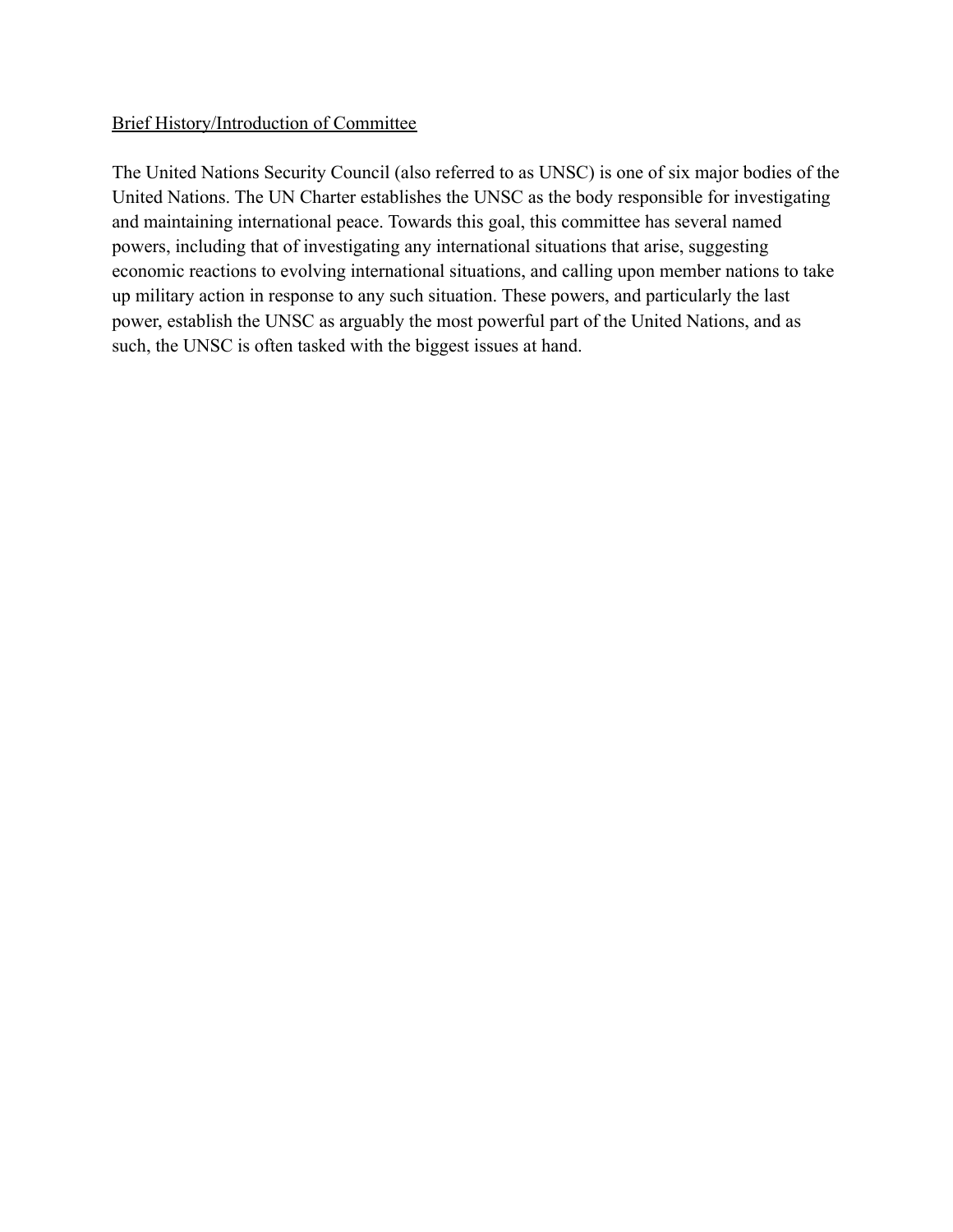<u>Brief History/Introduction of Committee</u>

The United Nations Security Council (also referred to as UNSC) is one of six major bodies of the United Nations. The UN Charter establishes the UNSC as the body responsible for investigating and maintaining international peace. Towards this goal, this committee has several named powers, including that of investigating any international situations that arise, suggesting economic reactions to evolving international situations, and calling upon member nations to take up military action in response to any such situation. These powers, and particularly the last power, establish the UNSC as arguably the most powerful part of the United Nations, and as such, the UNSC is often tasked with the biggest issues at hand.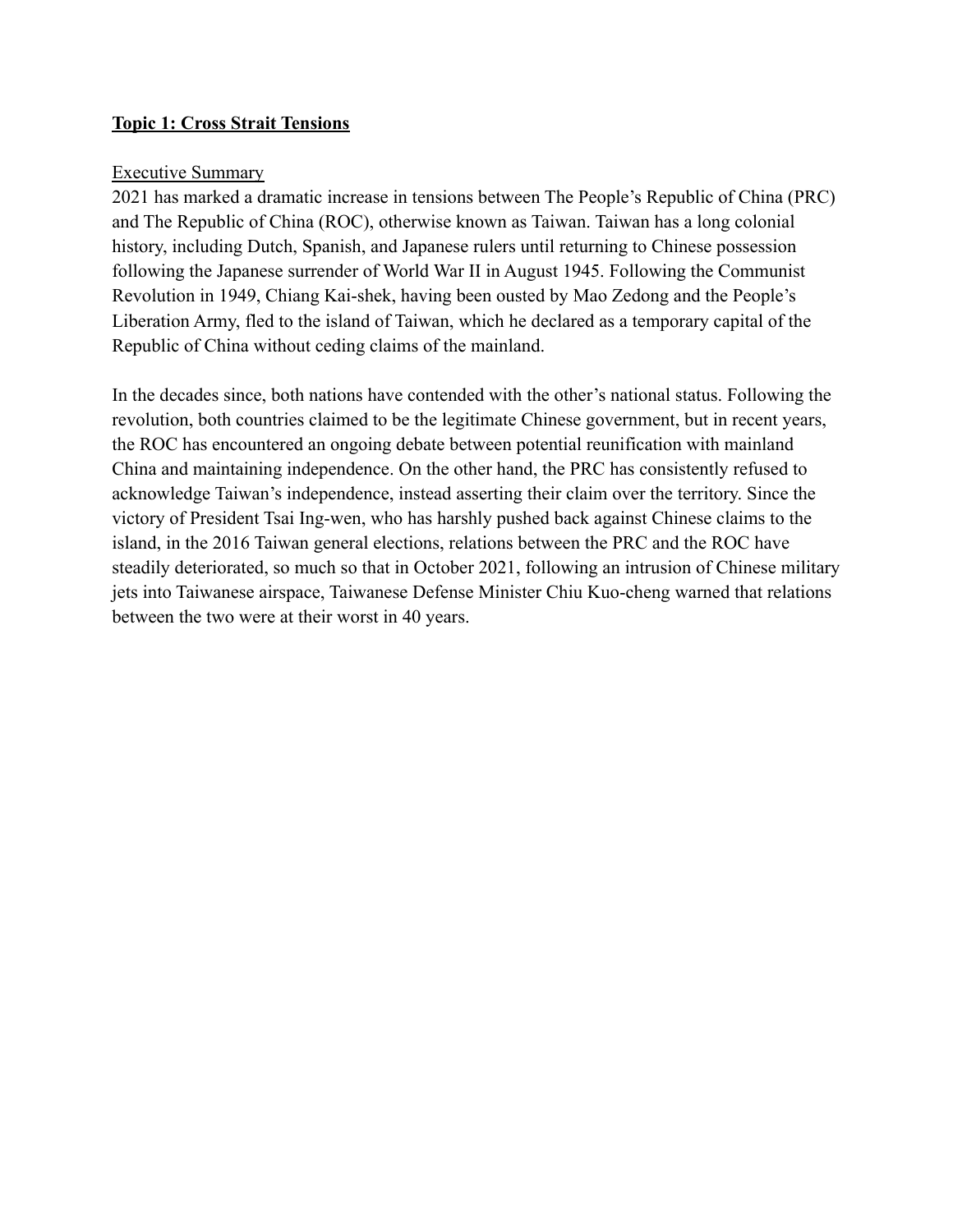**Topic 1: Cross Strait Tensions**

Executive Summary

2021 has marked a dramatic increase in tensions between The People's Republic of China (PRC) and The Republic of China (ROC), otherwise known as Taiwan. Taiwan has a long colonial history, including Dutch, Spanish, and Japanese rulers until returning to Chinese possession following the Japanese surrender of World War II in August 1945. Following the Communist Revolution in 1949, Chiang Kai-shek, having been ousted by Mao Zedong and the People's Liberation Army, fled to the island of Taiwan, which he declared as a temporary capital of the Republic of China without ceding claims of the mainland.

In the decades since, both nations have contended with the other's national status. Following the revolution, both countries claimed to be the legitimate Chinese government, but in recent years, the ROC has encountered an ongoing debate between potential reunification with mainland China and maintaining independence. On the other hand, the PRC has consistently refused to acknowledge Taiwan's independence, instead asserting their claim over the territory. Since the victory of President Tsai Ing-wen, who has harshly pushed back against Chinese claims to the island, in the 2016 Taiwan general elections, relations between the PRC and the ROC have steadily deteriorated, so much so that in October 2021, following an intrusion of Chinese military jets into Taiwanese airspace, Taiwanese Defense Minister Chiu Kuo-cheng warned that relations between the two were at their worst in 40 years.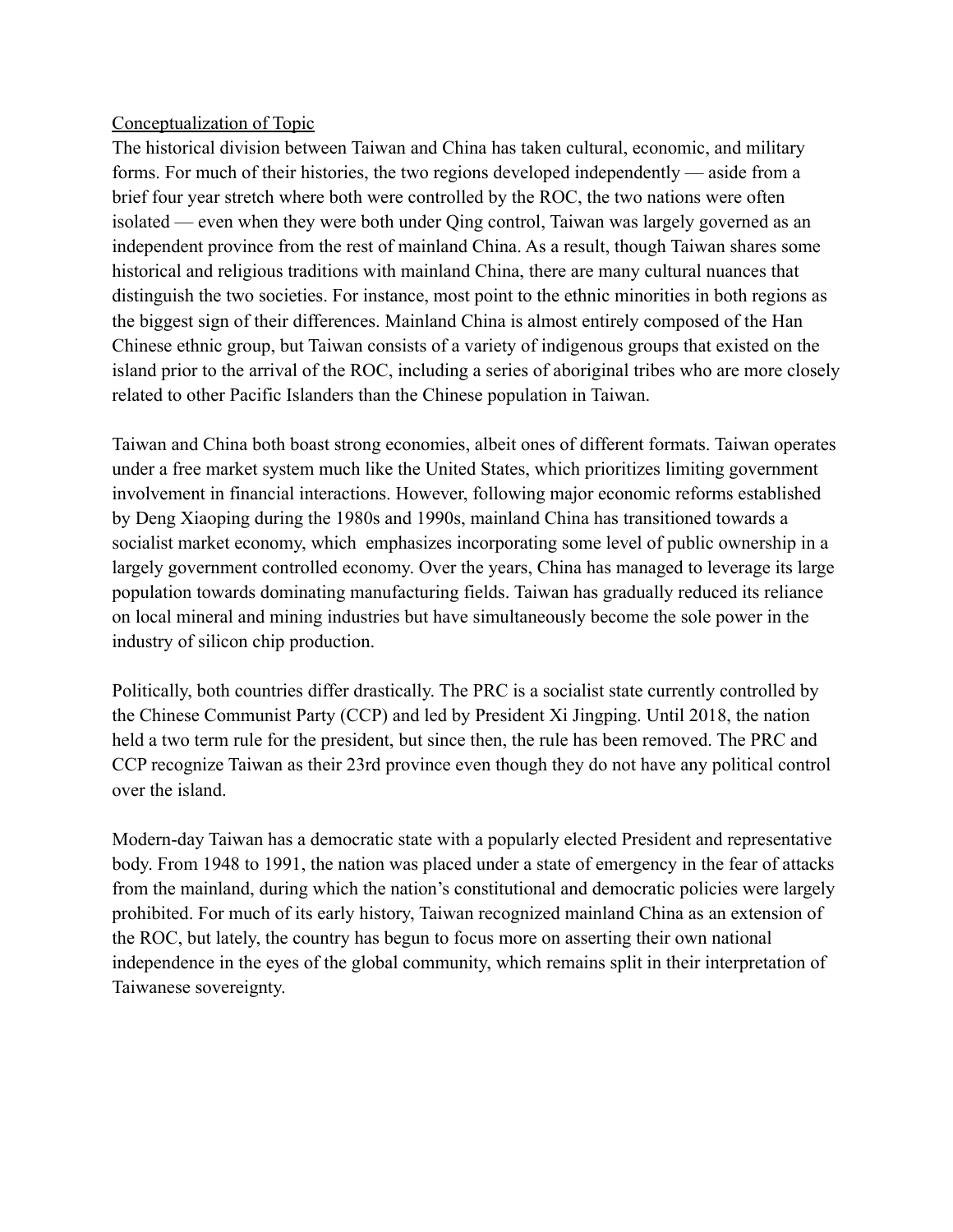<u>Conceptualization of Topic</u>

The historical division between Taiwan and China has taken cultural, economic, and military forms. For much of their histories, the two regions developed independently — aside from a brief four year stretch where both were controlled by the ROC, the two nations were often isolated — even when they were both under Qing control, Taiwan was largely governed as an independent province from the rest of mainland China. As a result, though Taiwan shares some historical and religious traditions with mainland China, there are many cultural nuances that distinguish the two societies. For instance, most point to the ethnic minorities in both regions as the biggest sign of their differences. Mainland China is almost entirely composed of the Han Chinese ethnic group, but Taiwan consists of a variety of indigenous groups that existed on the island prior to the arrival of the ROC, including a series of aboriginal tribes who are more closely related to other Pacific Islanders than the Chinese population in Taiwan.

Taiwan and China both boast strong economies, albeit ones of different formats. Taiwan operates under a free market system much like the United States, which prioritizes limiting government involvement in financial interactions. However, following major economic reforms established by Deng Xiaoping during the 1980s and 1990s, mainland China has transitioned towards a socialist market economy, which  emphasizes incorporating some level of public ownership in a largely government controlled economy. Over the years, China has managed to leverage its large population towards dominating manufacturing fields. Taiwan has gradually reduced its reliance on local mineral and mining industries but have simultaneously become the sole power in the industry of silicon chip production.

Politically, both countries differ drastically. The PRC is a socialist state currently controlled by the Chinese Communist Party (CCP) and led by President Xi Jingping. Until 2018, the nation held a two term rule for the president, but since then, the rule has been removed. The PRC and CCP recognize Taiwan as their 23rd province even though they do not have any political control over the island.

Modern-day Taiwan has a democratic state with a popularly elected President and representative body. From 1948 to 1991, the nation was placed under a state of emergency in the fear of attacks from the mainland, during which the nation's constitutional and democratic policies were largely prohibited. For much of its early history, Taiwan recognized mainland China as an extension of the ROC, but lately, the country has begun to focus more on asserting their own national independence in the eyes of the global community, which remains split in their interpretation of Taiwanese sovereignty.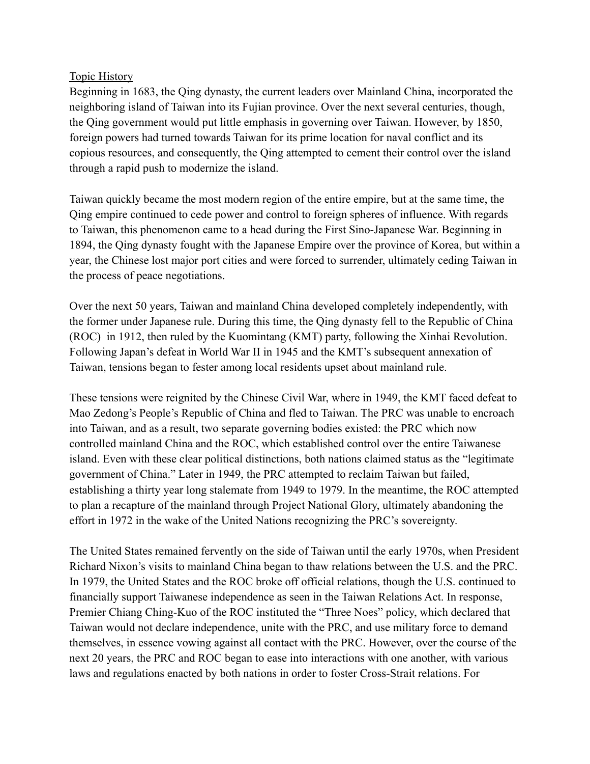<u>Topic History</u>

Beginning in 1683, the Qing dynasty, the current leaders over Mainland China, incorporated the neighboring island of Taiwan into its Fujian province. Over the next several centuries, though, the Qing government would put little emphasis in governing over Taiwan. However, by 1850, foreign powers had turned towards Taiwan for its prime location for naval conflict and its copious resources, and consequently, the Qing attempted to cement their control over the island through a rapid push to modernize the island.

Taiwan quickly became the most modern region of the entire empire, but at the same time, the Qing empire continued to cede power and control to foreign spheres of influence. With regards to Taiwan, this phenomenon came to a head during the First Sino-Japanese War. Beginning in 1894, the Qing dynasty fought with the Japanese Empire over the province of Korea, but within a year, the Chinese lost major port cities and were forced to surrender, ultimately ceding Taiwan in the process of peace negotiations.

Over the next 50 years, Taiwan and mainland China developed completely independently, with the former under Japanese rule. During this time, the Qing dynasty fell to the Republic of China (ROC) in 1912, then ruled by the Kuomintang (KMT) party, following the Xinhai Revolution. Following Japan's defeat in World War II in 1945 and the KMT's subsequent annexation of Taiwan, tensions began to fester among local residents upset about mainland rule.

These tensions were reignited by the Chinese Civil War, where in 1949, the KMT faced defeat to Mao Zedong's People's Republic of China and fled to Taiwan. The PRC was unable to encroach into Taiwan, and as a result, two separate governing bodies existed: the PRC which now controlled mainland China and the ROC, which established control over the entire Taiwanese island. Even with these clear political distinctions, both nations claimed status as the "legitimate government of China." Later in 1949, the PRC attempted to reclaim Taiwan but failed, establishing a thirty year long stalemate from 1949 to 1979. In the meantime, the ROC attempted to plan a recapture of the mainland through Project National Glory, ultimately abandoning the effort in 1972 in the wake of the United Nations recognizing the PRC's sovereignty.

The United States remained fervently on the side of Taiwan until the early 1970s, when President Richard Nixon's visits to mainland China began to thaw relations between the U.S. and the PRC. In 1979, the United States and the ROC broke off official relations, though the U.S. continued to financially support Taiwanese independence as seen in the Taiwan Relations Act. In response, Premier Chiang Ching-Kuo of the ROC instituted the "Three Noes" policy, which declared that Taiwan would not declare independence, unite with the PRC, and use military force to demand themselves, in essence vowing against all contact with the PRC. However, over the course of the next 20 years, the PRC and ROC began to ease into interactions with one another, with various laws and regulations enacted by both nations in order to foster Cross-Strait relations. For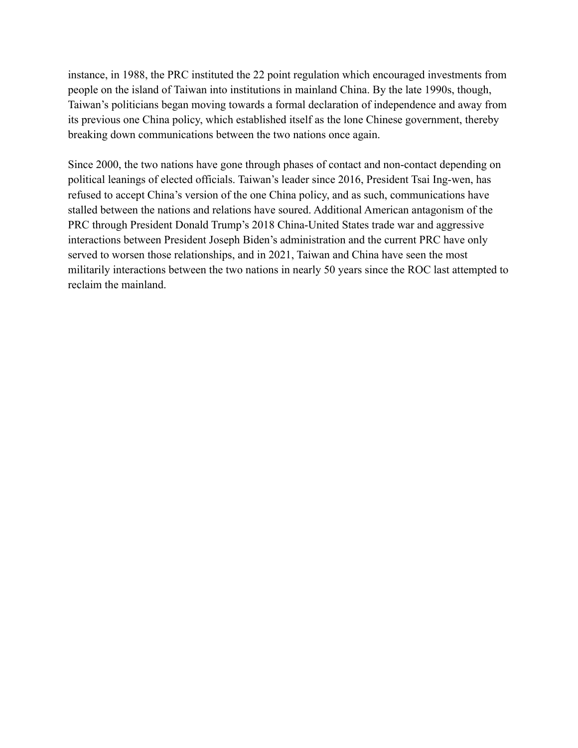instance, in 1988, the PRC instituted the 22 point regulation which encouraged investments from people on the island of Taiwan into institutions in mainland China. By the late 1990s, though, Taiwan's politicians began moving towards a formal declaration of independence and away from its previous one China policy, which established itself as the lone Chinese government, thereby breaking down communications between the two nations once again.

Since 2000, the two nations have gone through phases of contact and non-contact depending on political leanings of elected officials. Taiwan's leader since 2016, President Tsai Ing-wen, has refused to accept China's version of the one China policy, and as such, communications have stalled between the nations and relations have soured. Additional American antagonism of the PRC through President Donald Trump's 2018 China-United States trade war and aggressive interactions between President Joseph Biden's administration and the current PRC have only served to worsen those relationships, and in 2021, Taiwan and China have seen the most militarily interactions between the two nations in nearly 50 years since the ROC last attempted to reclaim the mainland.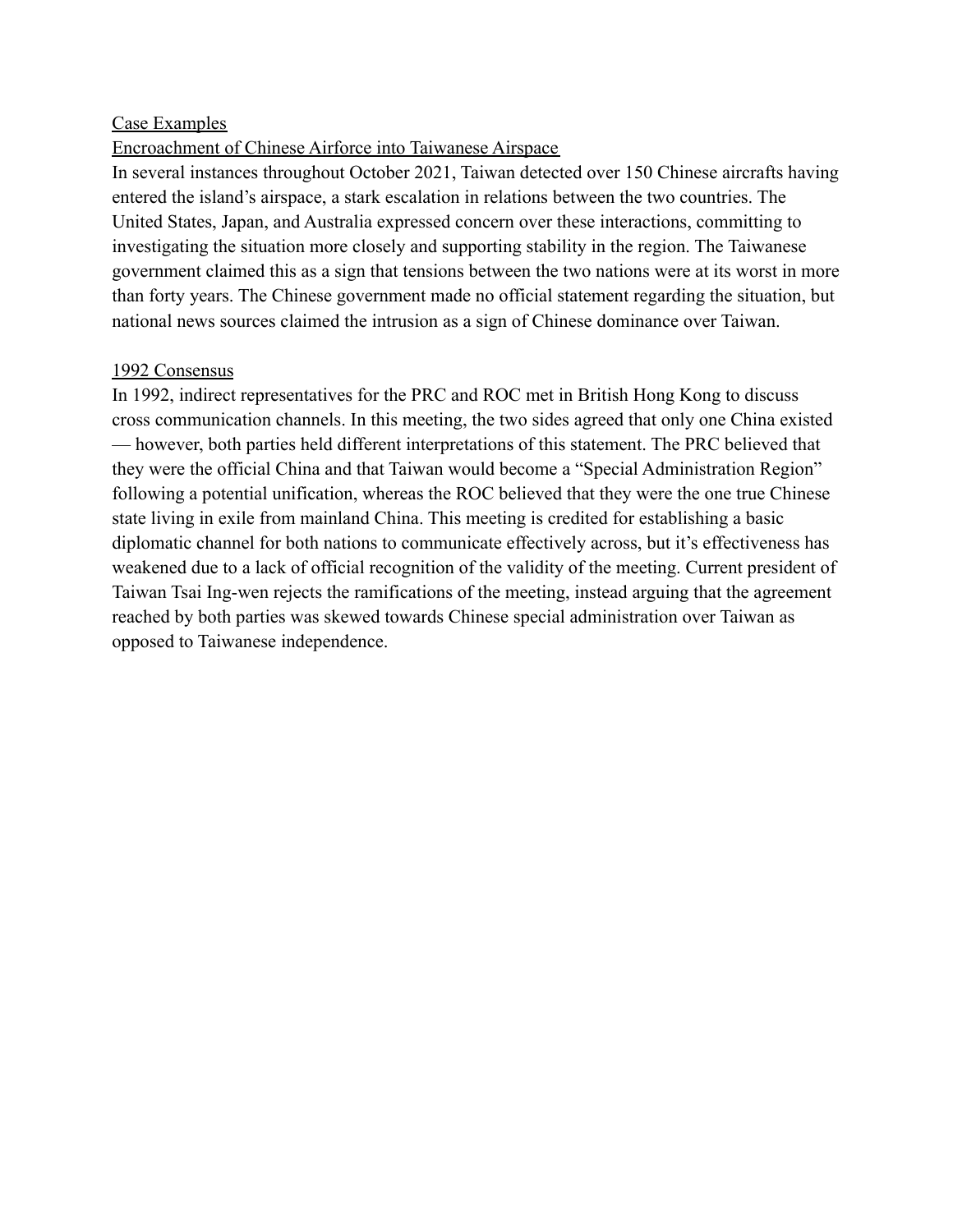## Case Examples

### Encroachment of Chinese Airforce into Taiwanese Airspace

In several instances throughout October 2021, Taiwan detected over 150 Chinese aircrafts having entered the island's airspace, a stark escalation in relations between the two countries. The United States, Japan, and Australia expressed concern over these interactions, committing to investigating the situation more closely and supporting stability in the region. The Taiwanese government claimed this as a sign that tensions between the two nations were at its worst in more than forty years. The Chinese government made no official statement regarding the situation, but national news sources claimed the intrusion as a sign of Chinese dominance over Taiwan.

### 1992 Consensus

In 1992, indirect representatives for the PRC and ROC met in British Hong Kong to discuss cross communication channels. In this meeting, the two sides agreed that only one China existed — however, both parties held different interpretations of this statement. The PRC believed that they were the official China and that Taiwan would become a "Special Administration Region" following a potential unification, whereas the ROC believed that they were the one true Chinese state living in exile from mainland China. This meeting is credited for establishing a basic diplomatic channel for both nations to communicate effectively across, but it's effectiveness has weakened due to a lack of official recognition of the validity of the meeting. Current president of Taiwan Tsai Ing-wen rejects the ramifications of the meeting, instead arguing that the agreement reached by both parties was skewed towards Chinese special administration over Taiwan as opposed to Taiwanese independence.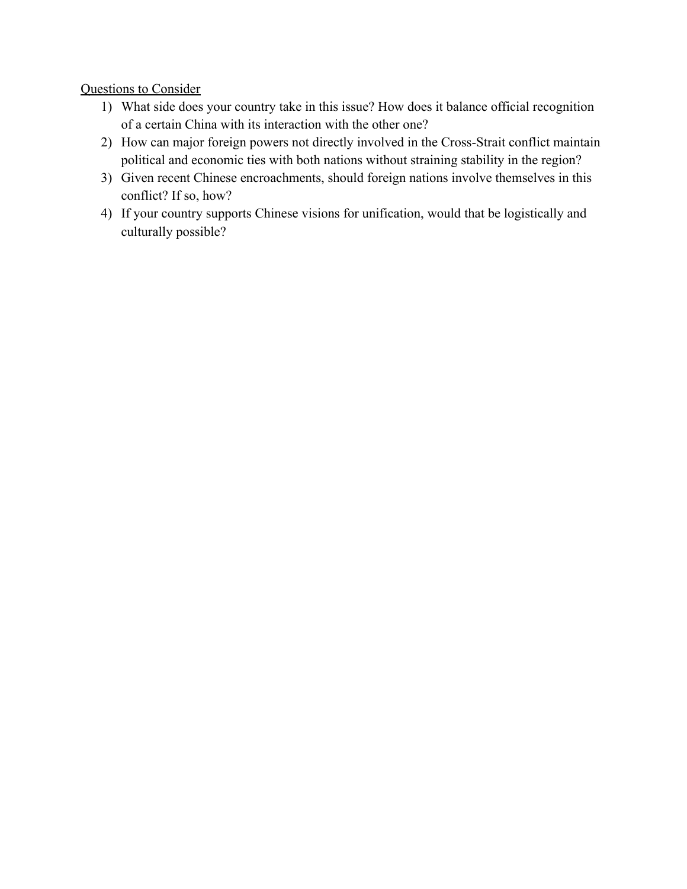<u>Questions to Consider</u>

1) What side does your country take in this issue? How does it balance official recognition of a certain China with its interaction with the other one?
2) How can major foreign powers not directly involved in the Cross-Strait conflict maintain political and economic ties with both nations without straining stability in the region?
3) Given recent Chinese encroachments, should foreign nations involve themselves in this conflict? If so, how?
4) If your country supports Chinese visions for unification, would that be logistically and culturally possible?